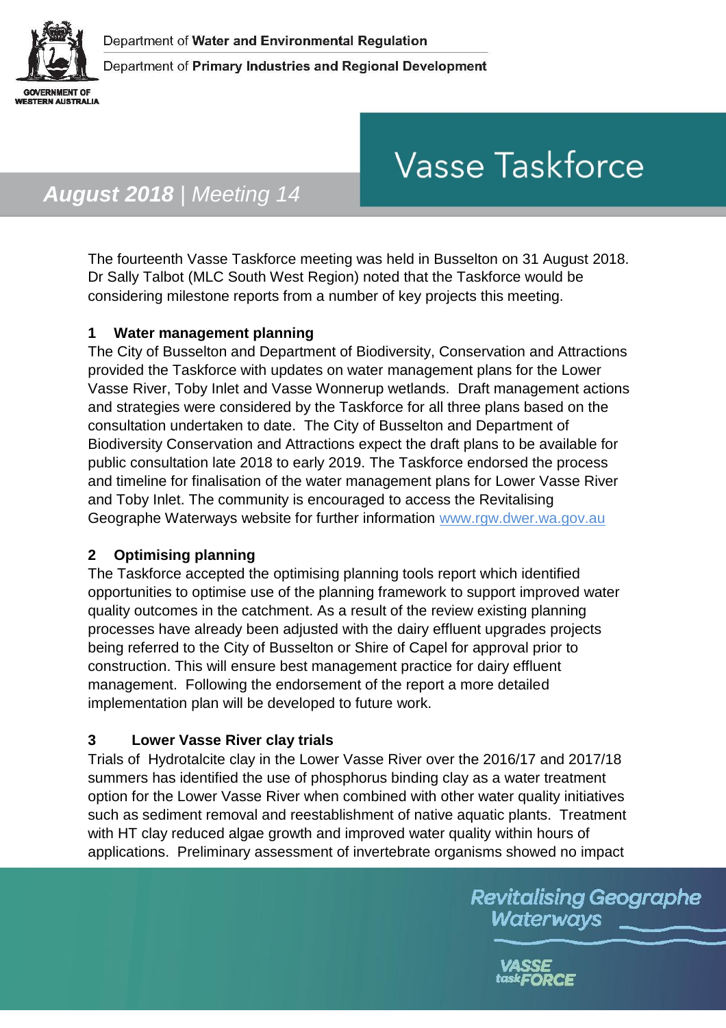Department of **Water and Environmental Regulation**

Department of **Primary Industries and Regional Development**

GOVERNMENT OF WESTERN AUSTRALIA

# Vasse Taskforce

## *August 2018* | *Meeting 14*

The fourteenth Vasse Taskforce meeting was held in Busselton on 31 August 2018. Dr Sally Talbot (MLC South West Region) noted that the Taskforce would be considering milestone reports from a number of key projects this meeting.

### 1 Water management planning

The City of Busselton and Department of Biodiversity, Conservation and Attractions provided the Taskforce with updates on water management plans for the Lower Vasse River, Toby Inlet and Vasse Wonnerup wetlands. Draft management actions and strategies were considered by the Taskforce for all three plans based on the consultation undertaken to date. The City of Busselton and Department of Biodiversity Conservation and Attractions expect the draft plans to be available for public consultation late 2018 to early 2019. The Taskforce endorsed the process and timeline for finalisation of the water management plans for Lower Vasse River and Toby Inlet. The community is encouraged to access the Revitalising Geographe Waterways website for further information [www.rgw.dwer.wa.gov.au](www.rgw.dwer.wa.gov.au)

### 2 Optimising planning

The Taskforce accepted the optimising planning tools report which identified opportunities to optimise use of the planning framework to support improved water quality outcomes in the catchment. As a result of the review existing planning processes have already been adjusted with the dairy effluent upgrades projects being referred to the City of Busselton or Shire of Capel for approval prior to construction. This will ensure best management practice for dairy effluent management. Following the endorsement of the report a more detailed implementation plan will be developed to future work.

### 3 Lower Vasse River clay trials

Trials of Hydrotalcite clay in the Lower Vasse River over the 2016/17 and 2017/18 summers has identified the use of phosphorus binding clay as a water treatment option for the Lower Vasse River when combined with other water quality initiatives such as sediment removal and reestablishment of native aquatic plants. Treatment with HT clay reduced algae growth and improved water quality within hours of applications. Preliminary assessment of invertebrate organisms showed no impact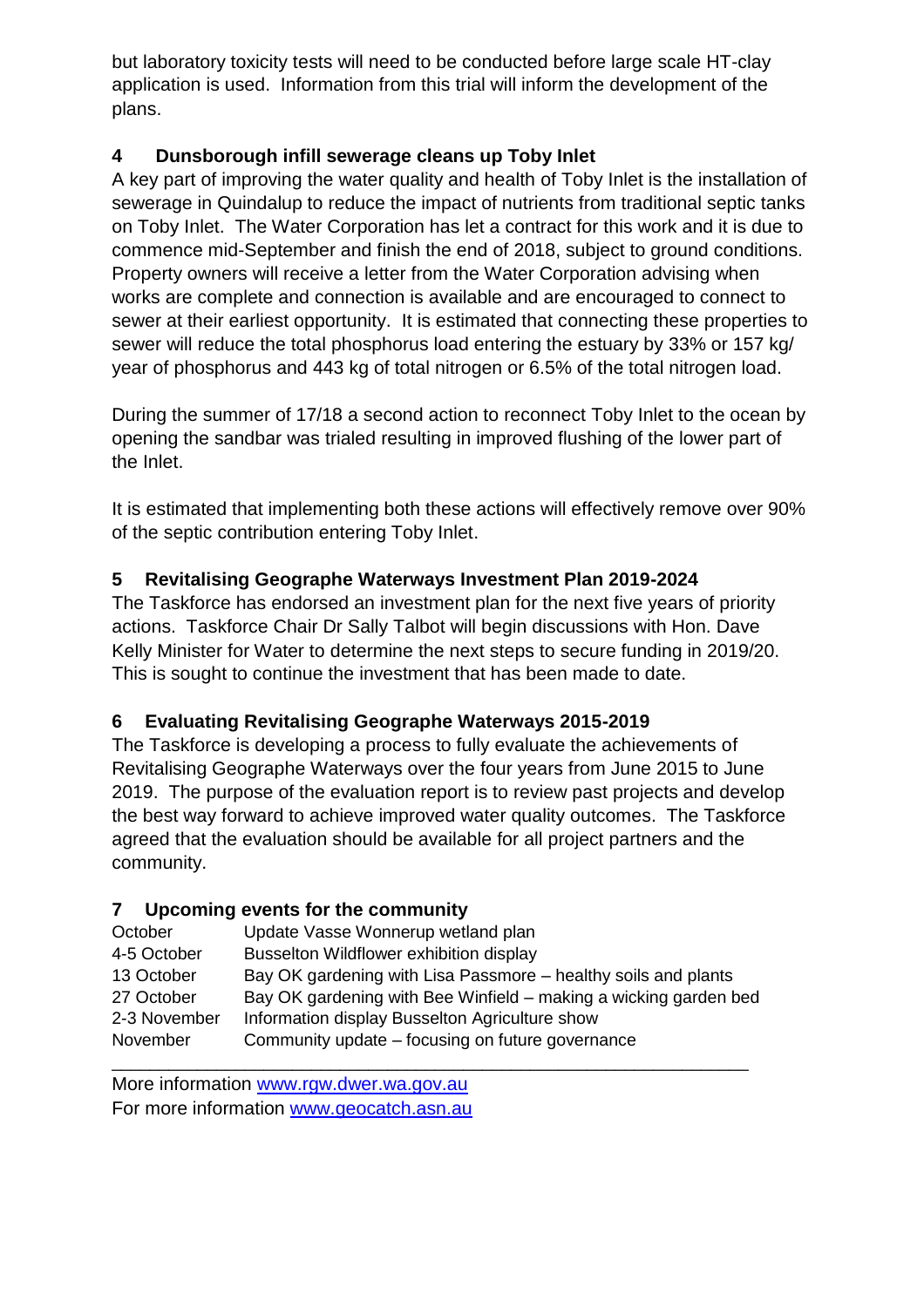but laboratory toxicity tests will need to be conducted before large scale HT-clay application is used. Information from this trial will inform the development of the plans.

## 4 Dunsborough infill sewerage cleans up Toby Inlet

A key part of improving the water quality and health of Toby Inlet is the installation of sewerage in Quindalup to reduce the impact of nutrients from traditional septic tanks on Toby Inlet. The Water Corporation has let a contract for this work and it is due to commence mid-September and finish the end of 2018, subject to ground conditions. Property owners will receive a letter from the Water Corporation advising when works are complete and connection is available and are encouraged to connect to sewer at their earliest opportunity. It is estimated that connecting these properties to sewer will reduce the total phosphorus load entering the estuary by 33% or 157 kg/ year of phosphorus and 443 kg of total nitrogen or 6.5% of the total nitrogen load.

During the summer of 17/18 a second action to reconnect Toby Inlet to the ocean by opening the sandbar was trialed resulting in improved flushing of the lower part of the Inlet.

It is estimated that implementing both these actions will effectively remove over 90% of the septic contribution entering Toby Inlet.

## 5 Revitalising Geographe Waterways Investment Plan 2019-2024

The Taskforce has endorsed an investment plan for the next five years of priority actions. Taskforce Chair Dr Sally Talbot will begin discussions with Hon. Dave Kelly Minister for Water to determine the next steps to secure funding in 2019/20. This is sought to continue the investment that has been made to date.

## 6 Evaluating Revitalising Geographe Waterways 2015-2019

The Taskforce is developing a process to fully evaluate the achievements of Revitalising Geographe Waterways over the four years from June 2015 to June 2019. The purpose of the evaluation report is to review past projects and develop the best way forward to achieve improved water quality outcomes. The Taskforce agreed that the evaluation should be available for all project partners and the community.

## 7 Upcoming events for the community

| | |
|---|---|
| October | Update Vasse Wonnerup wetland plan |
| 4-5 October | Busselton Wildflower exhibition display |
| 13 October | Bay OK gardening with Lisa Passmore – healthy soils and plants |
| 27 October | Bay OK gardening with Bee Winfield – making a wicking garden bed |
| 2-3 November | Information display Busselton Agriculture show |
| November | Community update – focusing on future governance |

---

More information [www.rgw.dwer.wa.gov.au](http://www.rgw.dwer.wa.gov.au)
For more information [www.geocatch.asn.au](http://www.geocatch.asn.au)